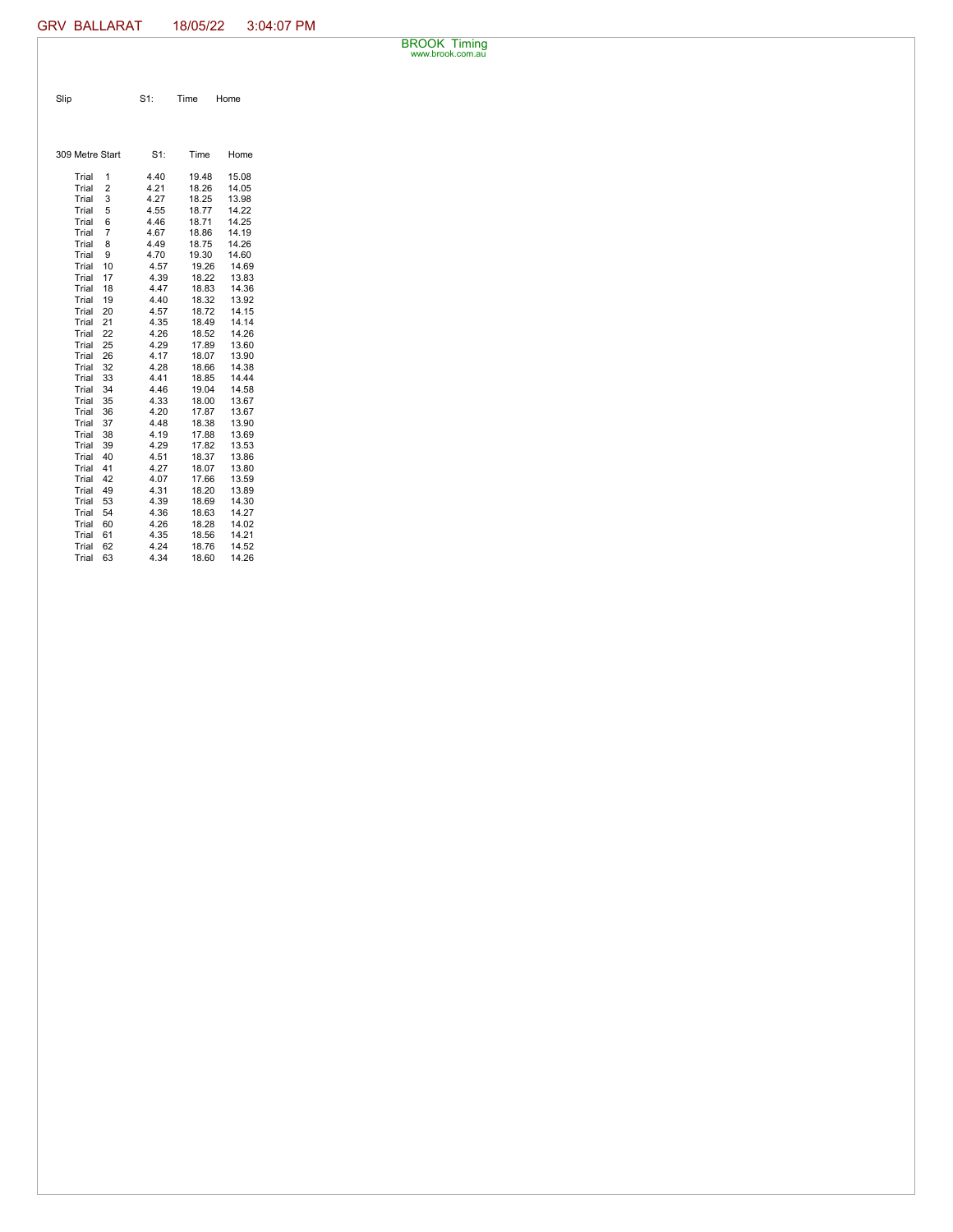GRV BALLARAT 18/05/22 3:04:07 PM

BROOK Timing
www.brook.com.au

| Slip | S1: | Time | Home |
|---|---|---|---|

| 309 Metre Start | S1: | Time | Home |
|---|---|---|---|
| Trial 1 | 4.40 | 19.48 | 15.08 |
| Trial 2 | 4.21 | 18.26 | 14.05 |
| Trial 3 | 4.27 | 18.25 | 13.98 |
| Trial 5 | 4.55 | 18.77 | 14.22 |
| Trial 6 | 4.46 | 18.71 | 14.25 |
| Trial 7 | 4.67 | 18.86 | 14.19 |
| Trial 8 | 4.49 | 18.75 | 14.26 |
| Trial 9 | 4.70 | 19.30 | 14.60 |
| Trial 10 | 4.57 | 19.26 | 14.69 |
| Trial 17 | 4.39 | 18.22 | 13.83 |
| Trial 18 | 4.47 | 18.83 | 14.36 |
| Trial 19 | 4.40 | 18.32 | 13.92 |
| Trial 20 | 4.57 | 18.72 | 14.15 |
| Trial 21 | 4.35 | 18.49 | 14.14 |
| Trial 22 | 4.26 | 18.52 | 14.26 |
| Trial 25 | 4.29 | 17.89 | 13.60 |
| Trial 26 | 4.17 | 18.07 | 13.90 |
| Trial 32 | 4.28 | 18.66 | 14.38 |
| Trial 33 | 4.41 | 18.85 | 14.44 |
| Trial 34 | 4.46 | 19.04 | 14.58 |
| Trial 35 | 4.33 | 18.00 | 13.67 |
| Trial 36 | 4.20 | 17.87 | 13.67 |
| Trial 37 | 4.48 | 18.38 | 13.90 |
| Trial 38 | 4.19 | 17.88 | 13.69 |
| Trial 39 | 4.29 | 17.82 | 13.53 |
| Trial 40 | 4.51 | 18.37 | 13.86 |
| Trial 41 | 4.27 | 18.07 | 13.80 |
| Trial 42 | 4.07 | 17.66 | 13.59 |
| Trial 49 | 4.31 | 18.20 | 13.89 |
| Trial 53 | 4.39 | 18.69 | 14.30 |
| Trial 54 | 4.36 | 18.63 | 14.27 |
| Trial 60 | 4.26 | 18.28 | 14.02 |
| Trial 61 | 4.35 | 18.56 | 14.21 |
| Trial 62 | 4.24 | 18.76 | 14.52 |
| Trial 63 | 4.34 | 18.60 | 14.26 |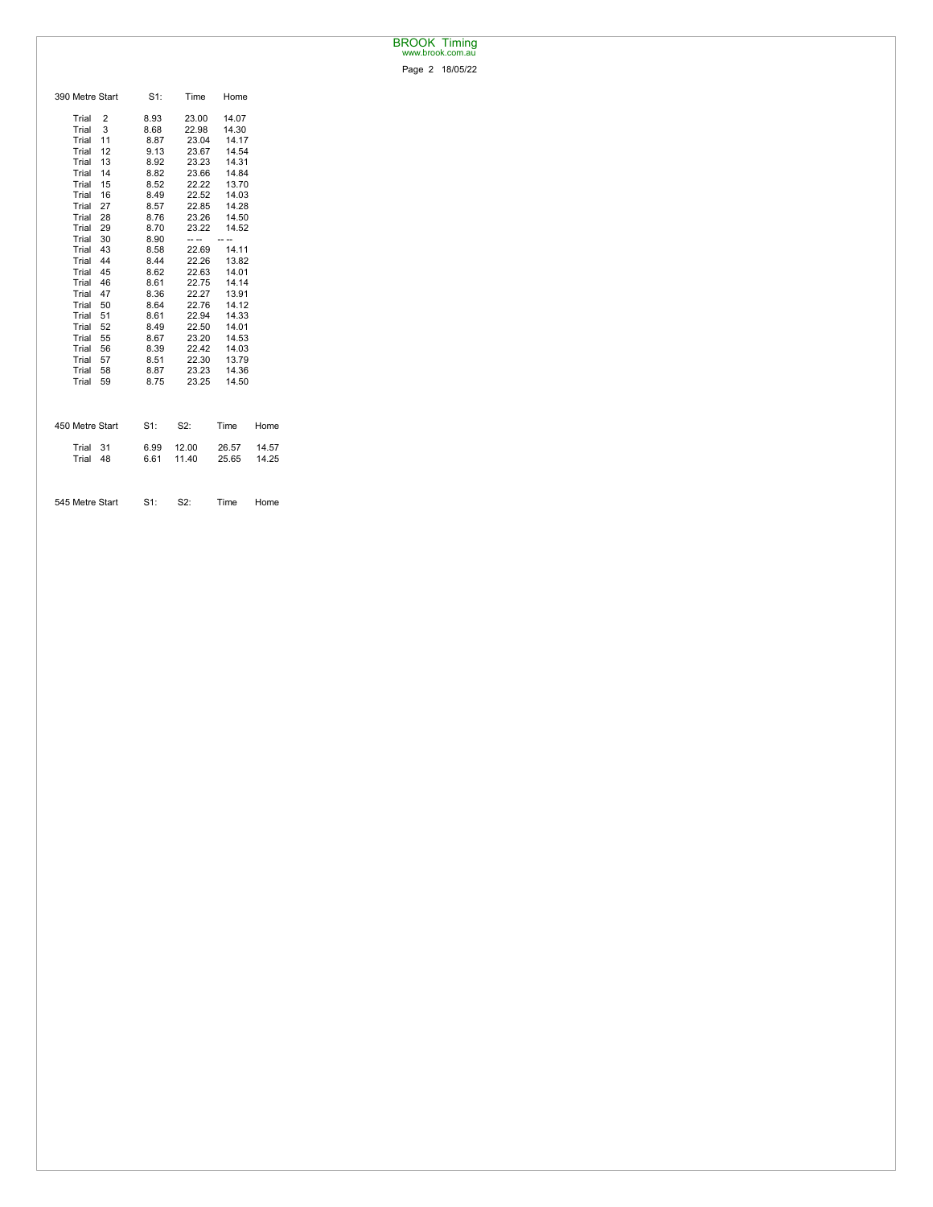| 390 Metre Start | S1: | Time | Home |
|---|---|---|---|
| Trial 2 | 8.93 | 23.00 | 14.07 |
| Trial 3 | 8.68 | 22.98 | 14.30 |
| Trial 11 | 8.87 | 23.04 | 14.17 |
| Trial 12 | 9.13 | 23.67 | 14.54 |
| Trial 13 | 8.92 | 23.23 | 14.31 |
| Trial 14 | 8.82 | 23.66 | 14.84 |
| Trial 15 | 8.52 | 22.22 | 13.70 |
| Trial 16 | 8.49 | 22.52 | 14.03 |
| Trial 27 | 8.57 | 22.85 | 14.28 |
| Trial 28 | 8.76 | 23.26 | 14.50 |
| Trial 29 | 8.70 | 23.22 | 14.52 |
| Trial 30 | 8.90 | -- -- | -- -- |
| Trial 43 | 8.58 | 22.69 | 14.11 |
| Trial 44 | 8.44 | 22.26 | 13.82 |
| Trial 45 | 8.62 | 22.63 | 14.01 |
| Trial 46 | 8.61 | 22.75 | 14.14 |
| Trial 47 | 8.36 | 22.27 | 13.91 |
| Trial 50 | 8.64 | 22.76 | 14.12 |
| Trial 51 | 8.61 | 22.94 | 14.33 |
| Trial 52 | 8.49 | 22.50 | 14.01 |
| Trial 55 | 8.67 | 23.20 | 14.53 |
| Trial 56 | 8.39 | 22.42 | 14.03 |
| Trial 57 | 8.51 | 22.30 | 13.79 |
| Trial 58 | 8.87 | 23.23 | 14.36 |
| Trial 59 | 8.75 | 23.25 | 14.50 |

| 450 Metre Start | S1: | S2: | Time | Home |
|---|---|---|---|---|
| Trial 31 | 6.99 | 12.00 | 26.57 | 14.57 |
| Trial 48 | 6.61 | 11.40 | 25.65 | 14.25 |

| 545 Metre Start | S1: | S2: | Time | Home |
|---|---|---|---|---|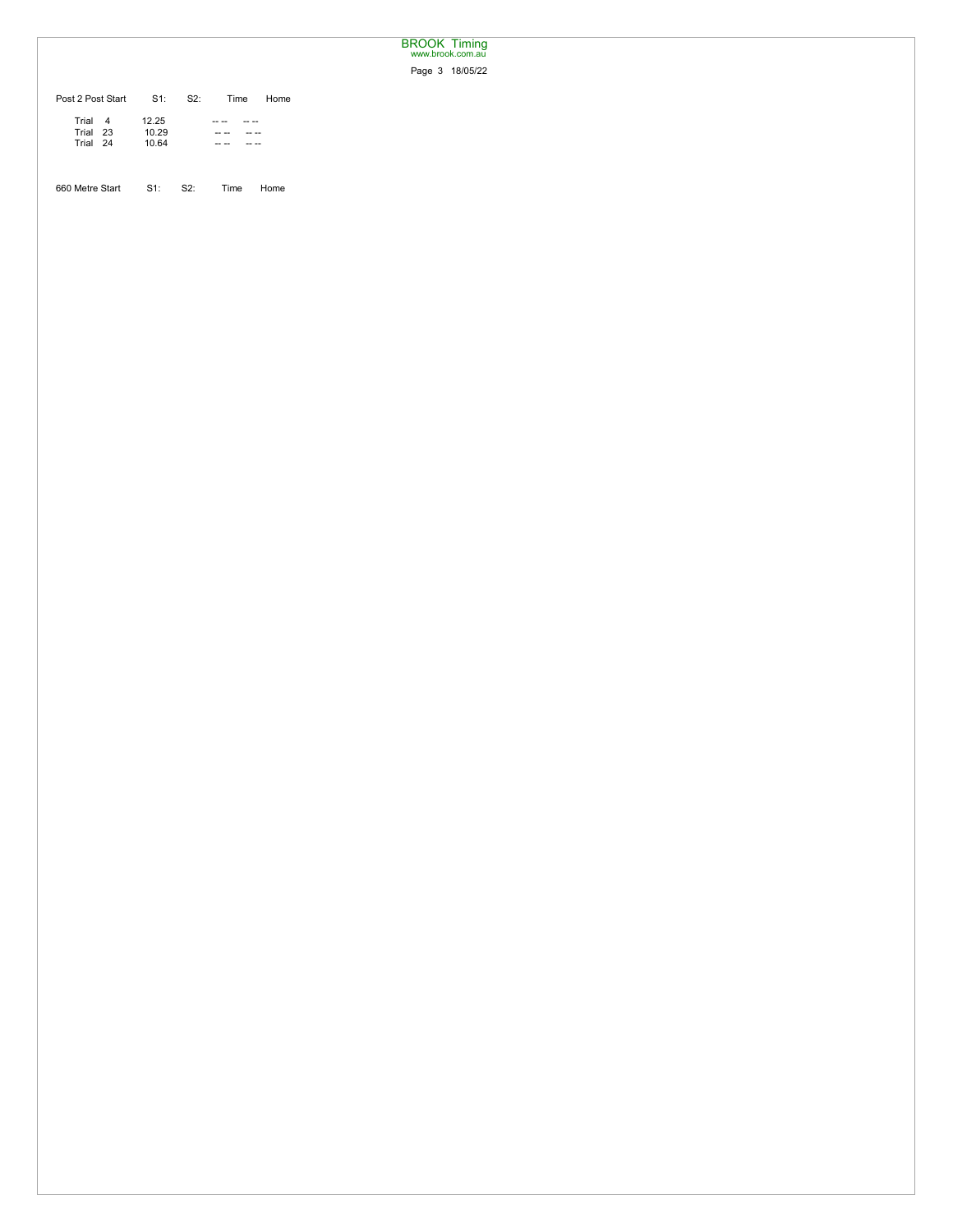| Post 2 Post Start | S1: | S2: | Time | Home |
|---|---|---|---|---|
| Trial 4 | 12.25 | | -- -- | -- -- |
| Trial 23 | 10.29 | | -- -- | -- -- |
| Trial 24 | 10.64 | | -- -- | -- -- |

| 660 Metre Start | S1: | S2: | Time | Home |
|---|---|---|---|---|